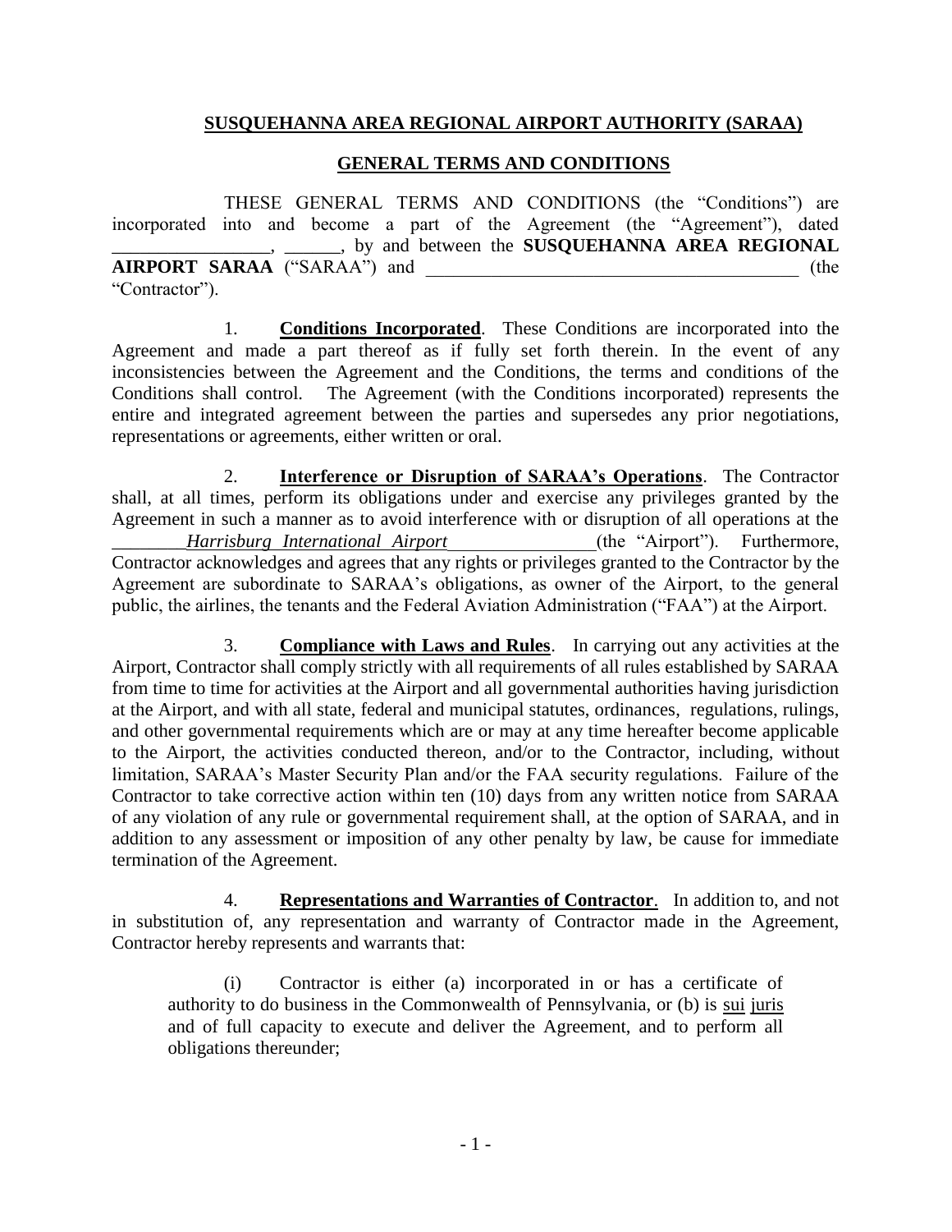## **SUSQUEHANNA AREA REGIONAL AIRPORT AUTHORITY (SARAA)**

## **GENERAL TERMS AND CONDITIONS**

THESE GENERAL TERMS AND CONDITIONS (the "Conditions") are incorporated into and become a part of the Agreement (the "Agreement"), dated _________________, ______, by and between the **SUSQUEHANNA AREA REGIONAL AIRPORT SARAA** ("SARAA") and _________________________________________ (the "Contractor").

1. **Conditions Incorporated**. These Conditions are incorporated into the Agreement and made a part thereof as if fully set forth therein. In the event of any inconsistencies between the Agreement and the Conditions, the terms and conditions of the Conditions shall control. The Agreement (with the Conditions incorporated) represents the entire and integrated agreement between the parties and supersedes any prior negotiations, representations or agreements, either written or oral.

2. **Interference or Disruption of SARAA's Operations**. The Contractor shall, at all times, perform its obligations under and exercise any privileges granted by the Agreement in such a manner as to avoid interference with or disruption of all operations at the ________*Harrisburg International Airport*________________(the "Airport"). Furthermore, Contractor acknowledges and agrees that any rights or privileges granted to the Contractor by the Agreement are subordinate to SARAA's obligations, as owner of the Airport, to the general public, the airlines, the tenants and the Federal Aviation Administration ("FAA") at the Airport.

3. **Compliance with Laws and Rules**. In carrying out any activities at the Airport, Contractor shall comply strictly with all requirements of all rules established by SARAA from time to time for activities at the Airport and all governmental authorities having jurisdiction at the Airport, and with all state, federal and municipal statutes, ordinances, regulations, rulings, and other governmental requirements which are or may at any time hereafter become applicable to the Airport, the activities conducted thereon, and/or to the Contractor, including, without limitation, SARAA's Master Security Plan and/or the FAA security regulations. Failure of the Contractor to take corrective action within ten (10) days from any written notice from SARAA of any violation of any rule or governmental requirement shall, at the option of SARAA, and in addition to any assessment or imposition of any other penalty by law, be cause for immediate termination of the Agreement.

4. **Representations and Warranties of Contractor**. In addition to, and not in substitution of, any representation and warranty of Contractor made in the Agreement, Contractor hereby represents and warrants that:

   (i) Contractor is either (a) incorporated in or has a certificate of authority to do business in the Commonwealth of Pennsylvania, or (b) is sui juris and of full capacity to execute and deliver the Agreement, and to perform all obligations thereunder;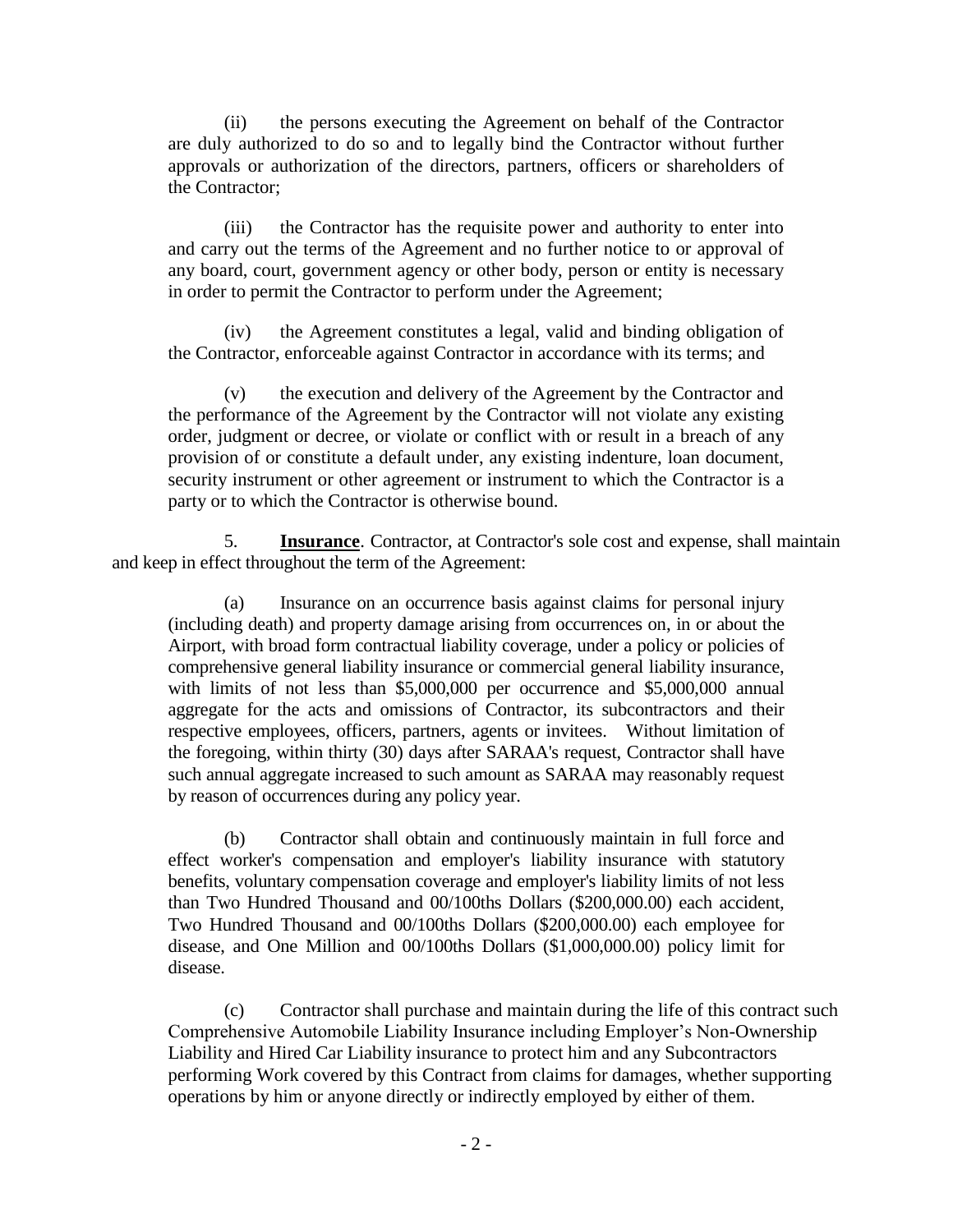(ii) the persons executing the Agreement on behalf of the Contractor are duly authorized to do so and to legally bind the Contractor without further approvals or authorization of the directors, partners, officers or shareholders of the Contractor;

(iii) the Contractor has the requisite power and authority to enter into and carry out the terms of the Agreement and no further notice to or approval of any board, court, government agency or other body, person or entity is necessary in order to permit the Contractor to perform under the Agreement;

(iv) the Agreement constitutes a legal, valid and binding obligation of the Contractor, enforceable against Contractor in accordance with its terms; and

(v) the execution and delivery of the Agreement by the Contractor and the performance of the Agreement by the Contractor will not violate any existing order, judgment or decree, or violate or conflict with or result in a breach of any provision of or constitute a default under, any existing indenture, loan document, security instrument or other agreement or instrument to which the Contractor is a party or to which the Contractor is otherwise bound.

5. **Insurance**. Contractor, at Contractor's sole cost and expense, shall maintain and keep in effect throughout the term of the Agreement:

(a) Insurance on an occurrence basis against claims for personal injury (including death) and property damage arising from occurrences on, in or about the Airport, with broad form contractual liability coverage, under a policy or policies of comprehensive general liability insurance or commercial general liability insurance, with limits of not less than $5,000,000 per occurrence and $5,000,000 annual aggregate for the acts and omissions of Contractor, its subcontractors and their respective employees, officers, partners, agents or invitees. Without limitation of the foregoing, within thirty (30) days after SARAA's request, Contractor shall have such annual aggregate increased to such amount as SARAA may reasonably request by reason of occurrences during any policy year.

(b) Contractor shall obtain and continuously maintain in full force and effect worker's compensation and employer's liability insurance with statutory benefits, voluntary compensation coverage and employer's liability limits of not less than Two Hundred Thousand and 00/100ths Dollars ($200,000.00) each accident, Two Hundred Thousand and 00/100ths Dollars ($200,000.00) each employee for disease, and One Million and 00/100ths Dollars ($1,000,000.00) policy limit for disease.

(c) Contractor shall purchase and maintain during the life of this contract such Comprehensive Automobile Liability Insurance including Employer's Non-Ownership Liability and Hired Car Liability insurance to protect him and any Subcontractors performing Work covered by this Contract from claims for damages, whether supporting operations by him or anyone directly or indirectly employed by either of them.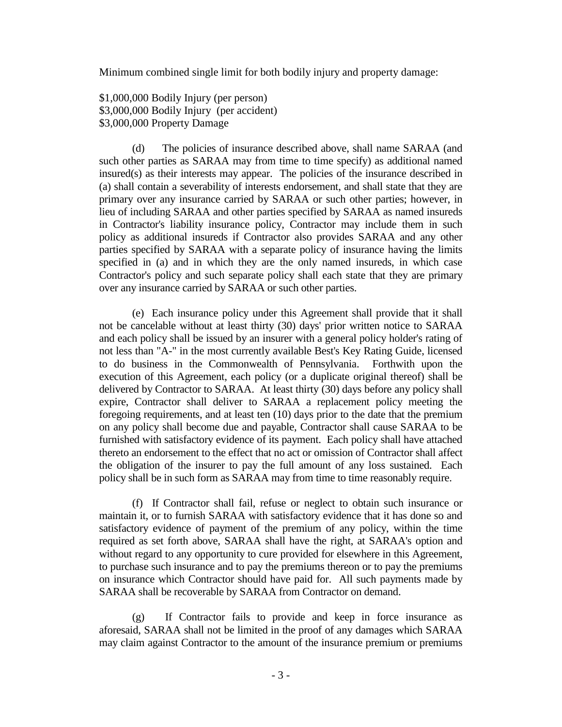Minimum combined single limit for both bodily injury and property damage:

$1,000,000 Bodily Injury (per person)
$3,000,000 Bodily Injury (per accident)
$3,000,000 Property Damage

(d) The policies of insurance described above, shall name SARAA (and such other parties as SARAA may from time to time specify) as additional named insured(s) as their interests may appear. The policies of the insurance described in (a) shall contain a severability of interests endorsement, and shall state that they are primary over any insurance carried by SARAA or such other parties; however, in lieu of including SARAA and other parties specified by SARAA as named insureds in Contractor's liability insurance policy, Contractor may include them in such policy as additional insureds if Contractor also provides SARAA and any other parties specified by SARAA with a separate policy of insurance having the limits specified in (a) and in which they are the only named insureds, in which case Contractor's policy and such separate policy shall each state that they are primary over any insurance carried by SARAA or such other parties.

(e) Each insurance policy under this Agreement shall provide that it shall not be cancelable without at least thirty (30) days' prior written notice to SARAA and each policy shall be issued by an insurer with a general policy holder's rating of not less than "A-" in the most currently available Best's Key Rating Guide, licensed to do business in the Commonwealth of Pennsylvania. Forthwith upon the execution of this Agreement, each policy (or a duplicate original thereof) shall be delivered by Contractor to SARAA. At least thirty (30) days before any policy shall expire, Contractor shall deliver to SARAA a replacement policy meeting the foregoing requirements, and at least ten (10) days prior to the date that the premium on any policy shall become due and payable, Contractor shall cause SARAA to be furnished with satisfactory evidence of its payment. Each policy shall have attached thereto an endorsement to the effect that no act or omission of Contractor shall affect the obligation of the insurer to pay the full amount of any loss sustained. Each policy shall be in such form as SARAA may from time to time reasonably require.

(f) If Contractor shall fail, refuse or neglect to obtain such insurance or maintain it, or to furnish SARAA with satisfactory evidence that it has done so and satisfactory evidence of payment of the premium of any policy, within the time required as set forth above, SARAA shall have the right, at SARAA's option and without regard to any opportunity to cure provided for elsewhere in this Agreement, to purchase such insurance and to pay the premiums thereon or to pay the premiums on insurance which Contractor should have paid for. All such payments made by SARAA shall be recoverable by SARAA from Contractor on demand.

(g) If Contractor fails to provide and keep in force insurance as aforesaid, SARAA shall not be limited in the proof of any damages which SARAA may claim against Contractor to the amount of the insurance premium or premiums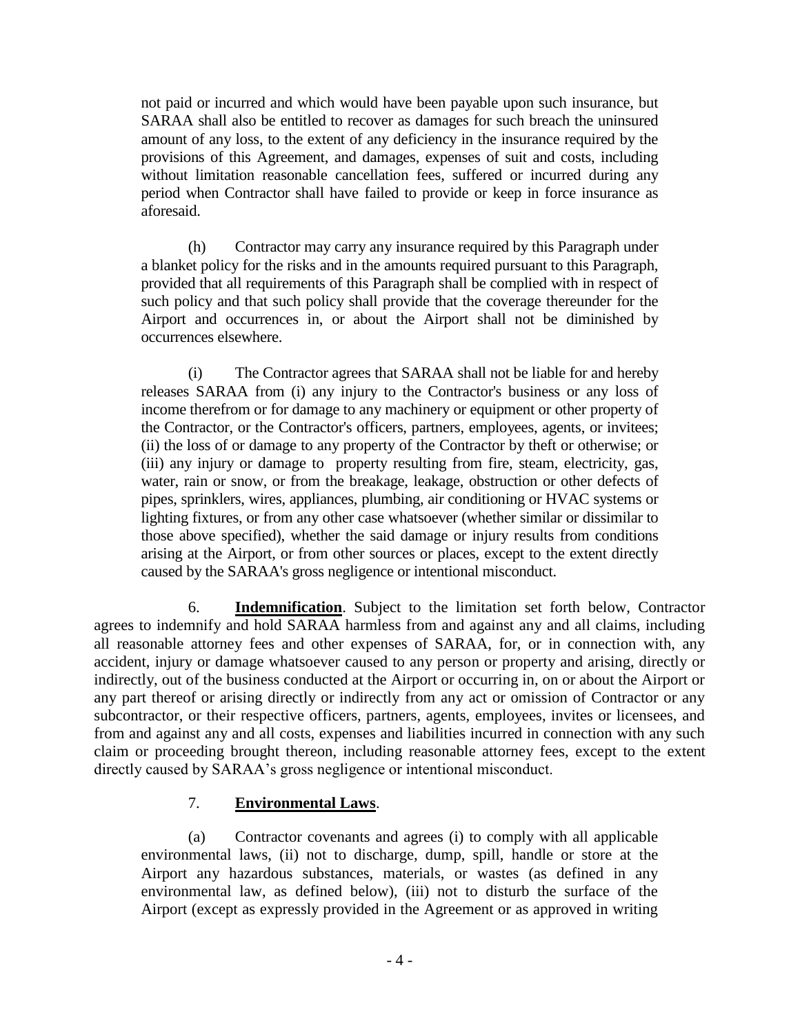not paid or incurred and which would have been payable upon such insurance, but SARAA shall also be entitled to recover as damages for such breach the uninsured amount of any loss, to the extent of any deficiency in the insurance required by the provisions of this Agreement, and damages, expenses of suit and costs, including without limitation reasonable cancellation fees, suffered or incurred during any period when Contractor shall have failed to provide or keep in force insurance as aforesaid.

(h) Contractor may carry any insurance required by this Paragraph under a blanket policy for the risks and in the amounts required pursuant to this Paragraph, provided that all requirements of this Paragraph shall be complied with in respect of such policy and that such policy shall provide that the coverage thereunder for the Airport and occurrences in, or about the Airport shall not be diminished by occurrences elsewhere.

(i) The Contractor agrees that SARAA shall not be liable for and hereby releases SARAA from (i) any injury to the Contractor's business or any loss of income therefrom or for damage to any machinery or equipment or other property of the Contractor, or the Contractor's officers, partners, employees, agents, or invitees; (ii) the loss of or damage to any property of the Contractor by theft or otherwise; or (iii) any injury or damage to property resulting from fire, steam, electricity, gas, water, rain or snow, or from the breakage, leakage, obstruction or other defects of pipes, sprinklers, wires, appliances, plumbing, air conditioning or HVAC systems or lighting fixtures, or from any other case whatsoever (whether similar or dissimilar to those above specified), whether the said damage or injury results from conditions arising at the Airport, or from other sources or places, except to the extent directly caused by the SARAA's gross negligence or intentional misconduct.

6. **Indemnification**. Subject to the limitation set forth below, Contractor agrees to indemnify and hold SARAA harmless from and against any and all claims, including all reasonable attorney fees and other expenses of SARAA, for, or in connection with, any accident, injury or damage whatsoever caused to any person or property and arising, directly or indirectly, out of the business conducted at the Airport or occurring in, on or about the Airport or any part thereof or arising directly or indirectly from any act or omission of Contractor or any subcontractor, or their respective officers, partners, agents, employees, invites or licensees, and from and against any and all costs, expenses and liabilities incurred in connection with any such claim or proceeding brought thereon, including reasonable attorney fees, except to the extent directly caused by SARAA's gross negligence or intentional misconduct.

7. **Environmental Laws**.

(a) Contractor covenants and agrees (i) to comply with all applicable environmental laws, (ii) not to discharge, dump, spill, handle or store at the Airport any hazardous substances, materials, or wastes (as defined in any environmental law, as defined below), (iii) not to disturb the surface of the Airport (except as expressly provided in the Agreement or as approved in writing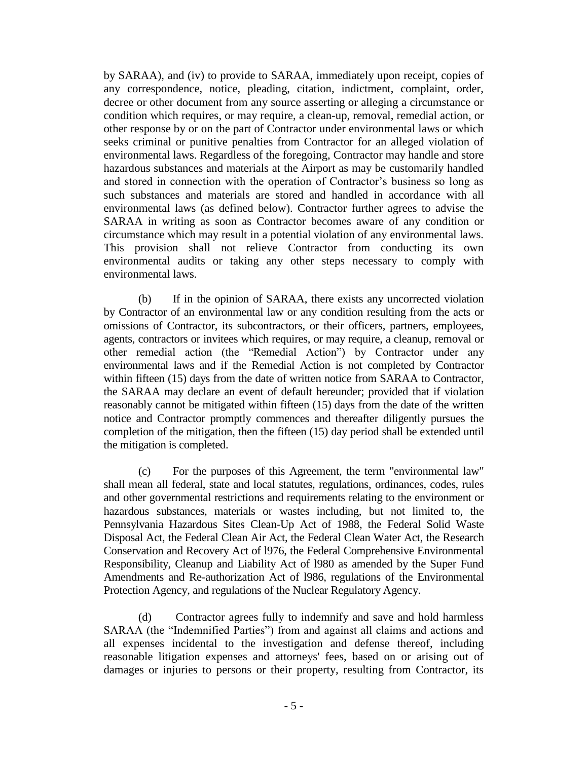by SARAA), and (iv) to provide to SARAA, immediately upon receipt, copies of any correspondence, notice, pleading, citation, indictment, complaint, order, decree or other document from any source asserting or alleging a circumstance or condition which requires, or may require, a clean-up, removal, remedial action, or other response by or on the part of Contractor under environmental laws or which seeks criminal or punitive penalties from Contractor for an alleged violation of environmental laws. Regardless of the foregoing, Contractor may handle and store hazardous substances and materials at the Airport as may be customarily handled and stored in connection with the operation of Contractor's business so long as such substances and materials are stored and handled in accordance with all environmental laws (as defined below). Contractor further agrees to advise the SARAA in writing as soon as Contractor becomes aware of any condition or circumstance which may result in a potential violation of any environmental laws. This provision shall not relieve Contractor from conducting its own environmental audits or taking any other steps necessary to comply with environmental laws.

(b) If in the opinion of SARAA, there exists any uncorrected violation by Contractor of an environmental law or any condition resulting from the acts or omissions of Contractor, its subcontractors, or their officers, partners, employees, agents, contractors or invitees which requires, or may require, a cleanup, removal or other remedial action (the "Remedial Action") by Contractor under any environmental laws and if the Remedial Action is not completed by Contractor within fifteen (15) days from the date of written notice from SARAA to Contractor, the SARAA may declare an event of default hereunder; provided that if violation reasonably cannot be mitigated within fifteen (15) days from the date of the written notice and Contractor promptly commences and thereafter diligently pursues the completion of the mitigation, then the fifteen (15) day period shall be extended until the mitigation is completed.

(c) For the purposes of this Agreement, the term "environmental law" shall mean all federal, state and local statutes, regulations, ordinances, codes, rules and other governmental restrictions and requirements relating to the environment or hazardous substances, materials or wastes including, but not limited to, the Pennsylvania Hazardous Sites Clean-Up Act of 1988, the Federal Solid Waste Disposal Act, the Federal Clean Air Act, the Federal Clean Water Act, the Research Conservation and Recovery Act of l976, the Federal Comprehensive Environmental Responsibility, Cleanup and Liability Act of l980 as amended by the Super Fund Amendments and Re-authorization Act of l986, regulations of the Environmental Protection Agency, and regulations of the Nuclear Regulatory Agency.

(d) Contractor agrees fully to indemnify and save and hold harmless SARAA (the "Indemnified Parties") from and against all claims and actions and all expenses incidental to the investigation and defense thereof, including reasonable litigation expenses and attorneys' fees, based on or arising out of damages or injuries to persons or their property, resulting from Contractor, its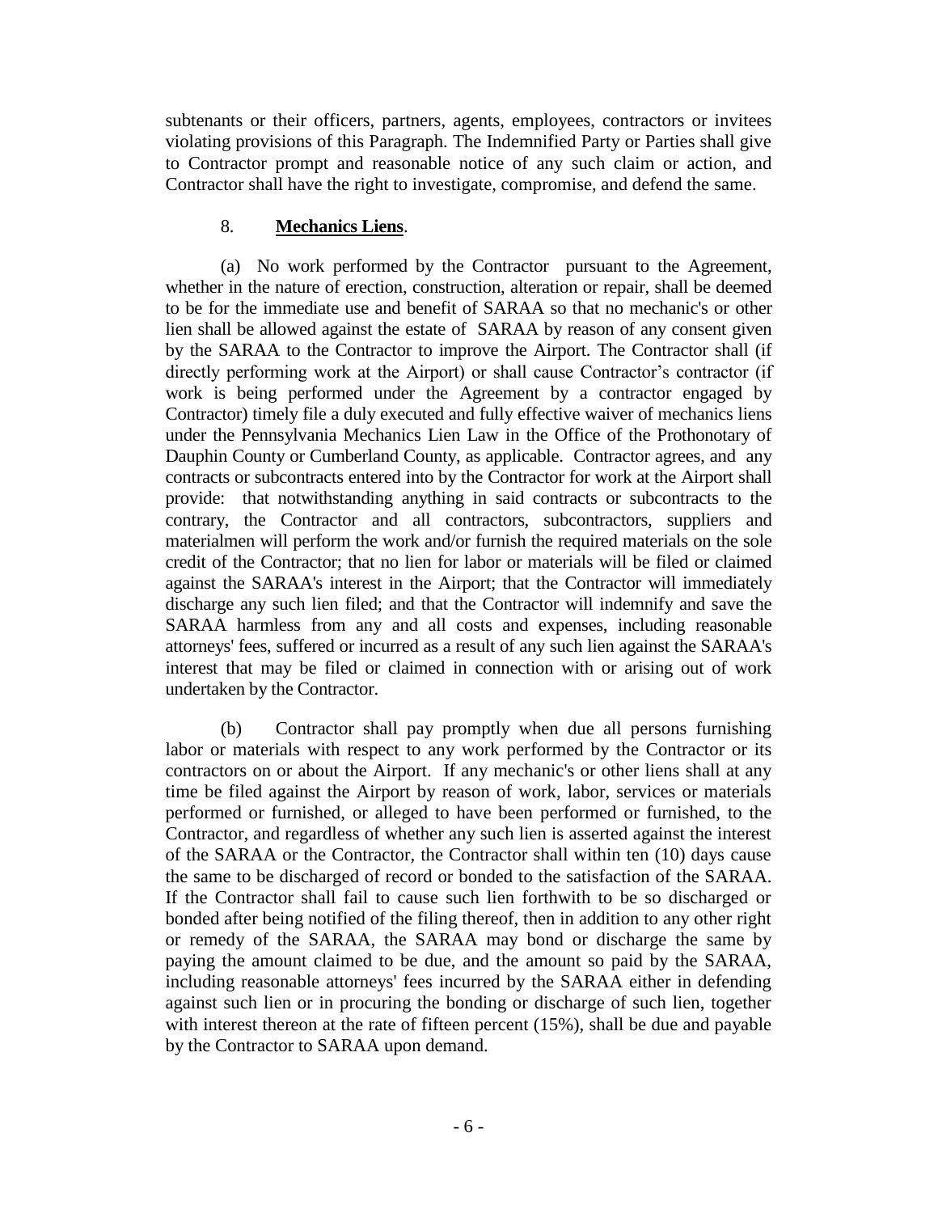subtenants or their officers, partners, agents, employees, contractors or invitees violating provisions of this Paragraph. The Indemnified Party or Parties shall give to Contractor prompt and reasonable notice of any such claim or action, and Contractor shall have the right to investigate, compromise, and defend the same.

8. **Mechanics Liens**.

(a) No work performed by the Contractor pursuant to the Agreement, whether in the nature of erection, construction, alteration or repair, shall be deemed to be for the immediate use and benefit of SARAA so that no mechanic's or other lien shall be allowed against the estate of SARAA by reason of any consent given by the SARAA to the Contractor to improve the Airport. The Contractor shall (if directly performing work at the Airport) or shall cause Contractor's contractor (if work is being performed under the Agreement by a contractor engaged by Contractor) timely file a duly executed and fully effective waiver of mechanics liens under the Pennsylvania Mechanics Lien Law in the Office of the Prothonotary of Dauphin County or Cumberland County, as applicable. Contractor agrees, and any contracts or subcontracts entered into by the Contractor for work at the Airport shall provide: that notwithstanding anything in said contracts or subcontracts to the contrary, the Contractor and all contractors, subcontractors, suppliers and materialmen will perform the work and/or furnish the required materials on the sole credit of the Contractor; that no lien for labor or materials will be filed or claimed against the SARAA's interest in the Airport; that the Contractor will immediately discharge any such lien filed; and that the Contractor will indemnify and save the SARAA harmless from any and all costs and expenses, including reasonable attorneys' fees, suffered or incurred as a result of any such lien against the SARAA's interest that may be filed or claimed in connection with or arising out of work undertaken by the Contractor.

(b) Contractor shall pay promptly when due all persons furnishing labor or materials with respect to any work performed by the Contractor or its contractors on or about the Airport. If any mechanic's or other liens shall at any time be filed against the Airport by reason of work, labor, services or materials performed or furnished, or alleged to have been performed or furnished, to the Contractor, and regardless of whether any such lien is asserted against the interest of the SARAA or the Contractor, the Contractor shall within ten (10) days cause the same to be discharged of record or bonded to the satisfaction of the SARAA. If the Contractor shall fail to cause such lien forthwith to be so discharged or bonded after being notified of the filing thereof, then in addition to any other right or remedy of the SARAA, the SARAA may bond or discharge the same by paying the amount claimed to be due, and the amount so paid by the SARAA, including reasonable attorneys' fees incurred by the SARAA either in defending against such lien or in procuring the bonding or discharge of such lien, together with interest thereon at the rate of fifteen percent (15%), shall be due and payable by the Contractor to SARAA upon demand.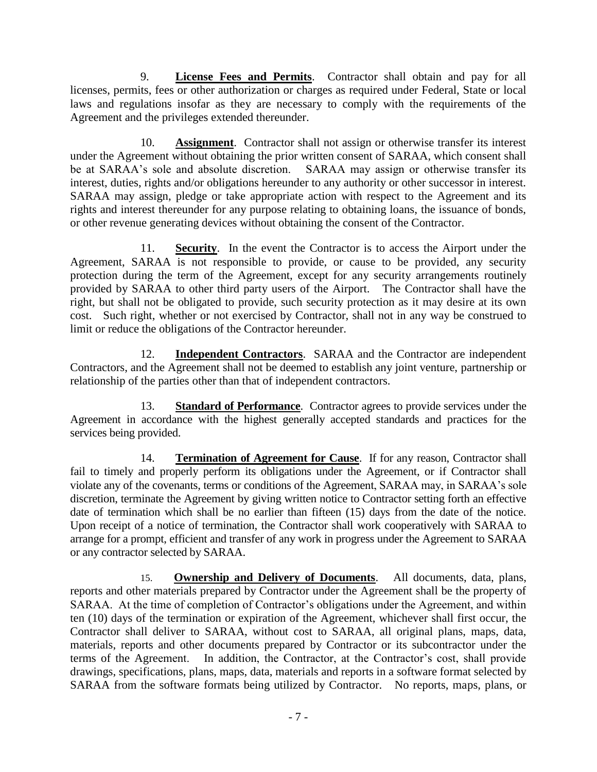9. **License Fees and Permits**. Contractor shall obtain and pay for all licenses, permits, fees or other authorization or charges as required under Federal, State or local laws and regulations insofar as they are necessary to comply with the requirements of the Agreement and the privileges extended thereunder.

10. **Assignment**. Contractor shall not assign or otherwise transfer its interest under the Agreement without obtaining the prior written consent of SARAA, which consent shall be at SARAA's sole and absolute discretion. SARAA may assign or otherwise transfer its interest, duties, rights and/or obligations hereunder to any authority or other successor in interest. SARAA may assign, pledge or take appropriate action with respect to the Agreement and its rights and interest thereunder for any purpose relating to obtaining loans, the issuance of bonds, or other revenue generating devices without obtaining the consent of the Contractor.

11. **Security**. In the event the Contractor is to access the Airport under the Agreement, SARAA is not responsible to provide, or cause to be provided, any security protection during the term of the Agreement, except for any security arrangements routinely provided by SARAA to other third party users of the Airport. The Contractor shall have the right, but shall not be obligated to provide, such security protection as it may desire at its own cost. Such right, whether or not exercised by Contractor, shall not in any way be construed to limit or reduce the obligations of the Contractor hereunder.

12. **Independent Contractors**. SARAA and the Contractor are independent Contractors, and the Agreement shall not be deemed to establish any joint venture, partnership or relationship of the parties other than that of independent contractors.

13. **Standard of Performance**. Contractor agrees to provide services under the Agreement in accordance with the highest generally accepted standards and practices for the services being provided.

14. **Termination of Agreement for Cause**. If for any reason, Contractor shall fail to timely and properly perform its obligations under the Agreement, or if Contractor shall violate any of the covenants, terms or conditions of the Agreement, SARAA may, in SARAA's sole discretion, terminate the Agreement by giving written notice to Contractor setting forth an effective date of termination which shall be no earlier than fifteen (15) days from the date of the notice. Upon receipt of a notice of termination, the Contractor shall work cooperatively with SARAA to arrange for a prompt, efficient and transfer of any work in progress under the Agreement to SARAA or any contractor selected by SARAA.

15. **Ownership and Delivery of Documents**. All documents, data, plans, reports and other materials prepared by Contractor under the Agreement shall be the property of SARAA. At the time of completion of Contractor's obligations under the Agreement, and within ten (10) days of the termination or expiration of the Agreement, whichever shall first occur, the Contractor shall deliver to SARAA, without cost to SARAA, all original plans, maps, data, materials, reports and other documents prepared by Contractor or its subcontractor under the terms of the Agreement. In addition, the Contractor, at the Contractor's cost, shall provide drawings, specifications, plans, maps, data, materials and reports in a software format selected by SARAA from the software formats being utilized by Contractor. No reports, maps, plans, or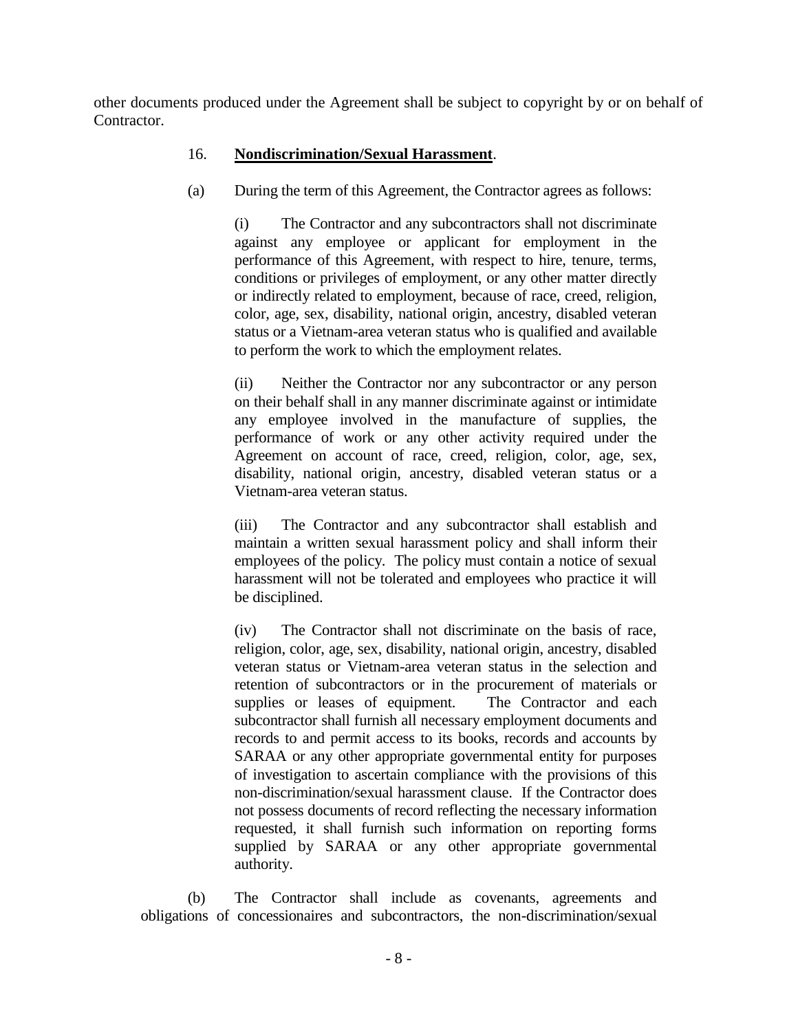other documents produced under the Agreement shall be subject to copyright by or on behalf of Contractor.

16. **Nondiscrimination/Sexual Harassment**.

(a) During the term of this Agreement, the Contractor agrees as follows:

(i) The Contractor and any subcontractors shall not discriminate against any employee or applicant for employment in the performance of this Agreement, with respect to hire, tenure, terms, conditions or privileges of employment, or any other matter directly or indirectly related to employment, because of race, creed, religion, color, age, sex, disability, national origin, ancestry, disabled veteran status or a Vietnam-area veteran status who is qualified and available to perform the work to which the employment relates.

(ii) Neither the Contractor nor any subcontractor or any person on their behalf shall in any manner discriminate against or intimidate any employee involved in the manufacture of supplies, the performance of work or any other activity required under the Agreement on account of race, creed, religion, color, age, sex, disability, national origin, ancestry, disabled veteran status or a Vietnam-area veteran status.

(iii) The Contractor and any subcontractor shall establish and maintain a written sexual harassment policy and shall inform their employees of the policy. The policy must contain a notice of sexual harassment will not be tolerated and employees who practice it will be disciplined.

(iv) The Contractor shall not discriminate on the basis of race, religion, color, age, sex, disability, national origin, ancestry, disabled veteran status or Vietnam-area veteran status in the selection and retention of subcontractors or in the procurement of materials or supplies or leases of equipment. The Contractor and each subcontractor shall furnish all necessary employment documents and records to and permit access to its books, records and accounts by SARAA or any other appropriate governmental entity for purposes of investigation to ascertain compliance with the provisions of this non-discrimination/sexual harassment clause. If the Contractor does not possess documents of record reflecting the necessary information requested, it shall furnish such information on reporting forms supplied by SARAA or any other appropriate governmental authority.

(b) The Contractor shall include as covenants, agreements and obligations of concessionaires and subcontractors, the non-discrimination/sexual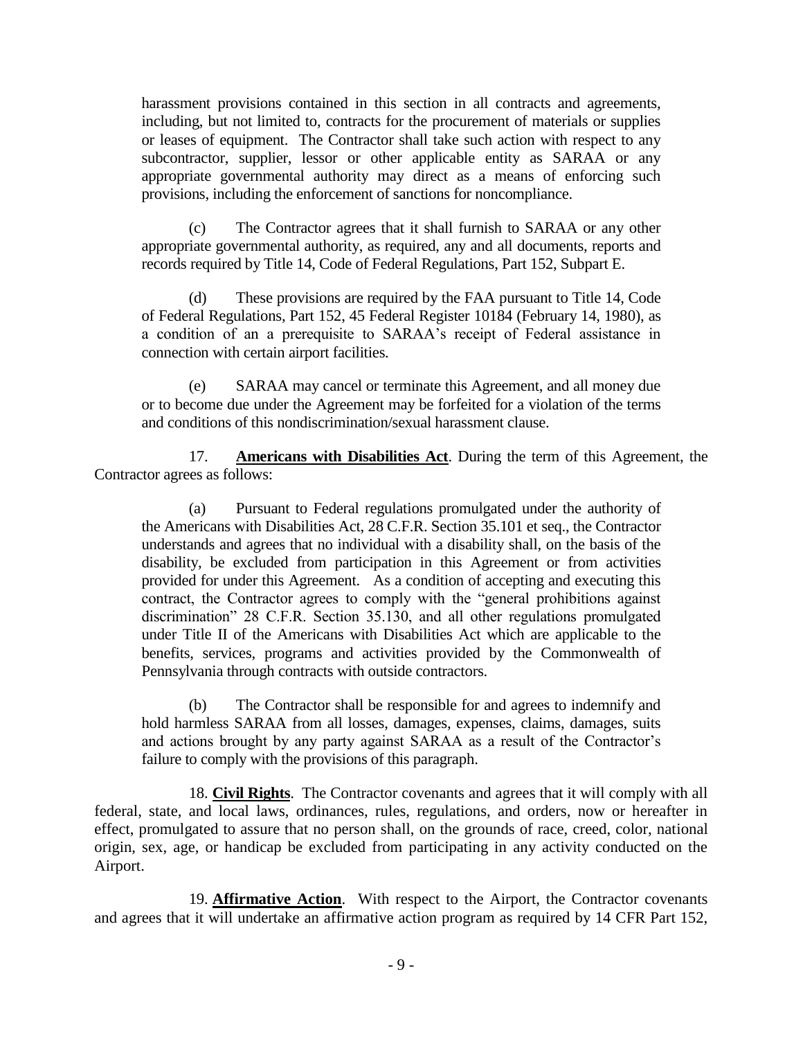harassment provisions contained in this section in all contracts and agreements, including, but not limited to, contracts for the procurement of materials or supplies or leases of equipment. The Contractor shall take such action with respect to any subcontractor, supplier, lessor or other applicable entity as SARAA or any appropriate governmental authority may direct as a means of enforcing such provisions, including the enforcement of sanctions for noncompliance.

(c) The Contractor agrees that it shall furnish to SARAA or any other appropriate governmental authority, as required, any and all documents, reports and records required by Title 14, Code of Federal Regulations, Part 152, Subpart E.

(d) These provisions are required by the FAA pursuant to Title 14, Code of Federal Regulations, Part 152, 45 Federal Register 10184 (February 14, 1980), as a condition of an a prerequisite to SARAA's receipt of Federal assistance in connection with certain airport facilities.

(e) SARAA may cancel or terminate this Agreement, and all money due or to become due under the Agreement may be forfeited for a violation of the terms and conditions of this nondiscrimination/sexual harassment clause.

17. **Americans with Disabilities Act**. During the term of this Agreement, the Contractor agrees as follows:

(a) Pursuant to Federal regulations promulgated under the authority of the Americans with Disabilities Act, 28 C.F.R. Section 35.101 et seq., the Contractor understands and agrees that no individual with a disability shall, on the basis of the disability, be excluded from participation in this Agreement or from activities provided for under this Agreement. As a condition of accepting and executing this contract, the Contractor agrees to comply with the "general prohibitions against discrimination" 28 C.F.R. Section 35.130, and all other regulations promulgated under Title II of the Americans with Disabilities Act which are applicable to the benefits, services, programs and activities provided by the Commonwealth of Pennsylvania through contracts with outside contractors.

(b) The Contractor shall be responsible for and agrees to indemnify and hold harmless SARAA from all losses, damages, expenses, claims, damages, suits and actions brought by any party against SARAA as a result of the Contractor's failure to comply with the provisions of this paragraph.

18. **Civil Rights**. The Contractor covenants and agrees that it will comply with all federal, state, and local laws, ordinances, rules, regulations, and orders, now or hereafter in effect, promulgated to assure that no person shall, on the grounds of race, creed, color, national origin, sex, age, or handicap be excluded from participating in any activity conducted on the Airport.

19. **Affirmative Action**. With respect to the Airport, the Contractor covenants and agrees that it will undertake an affirmative action program as required by 14 CFR Part 152,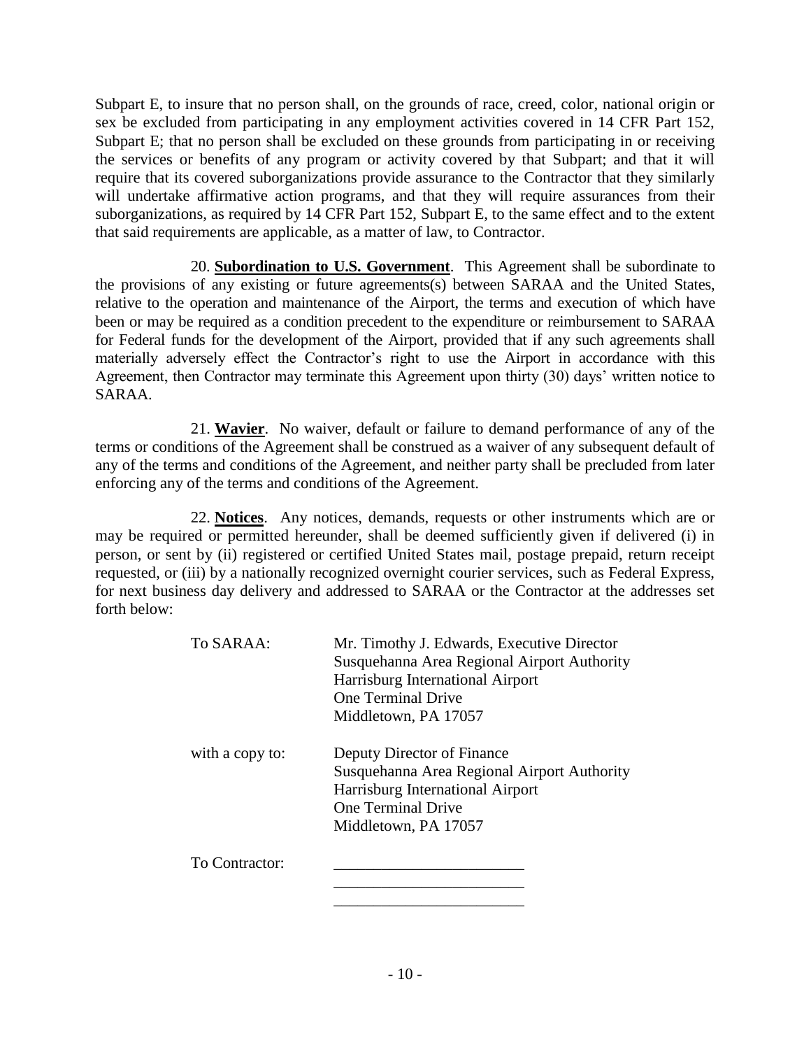Subpart E, to insure that no person shall, on the grounds of race, creed, color, national origin or sex be excluded from participating in any employment activities covered in 14 CFR Part 152, Subpart E; that no person shall be excluded on these grounds from participating in or receiving the services or benefits of any program or activity covered by that Subpart; and that it will require that its covered suborganizations provide assurance to the Contractor that they similarly will undertake affirmative action programs, and that they will require assurances from their suborganizations, as required by 14 CFR Part 152, Subpart E, to the same effect and to the extent that said requirements are applicable, as a matter of law, to Contractor.

20. **Subordination to U.S. Government**. This Agreement shall be subordinate to the provisions of any existing or future agreements(s) between SARAA and the United States, relative to the operation and maintenance of the Airport, the terms and execution of which have been or may be required as a condition precedent to the expenditure or reimbursement to SARAA for Federal funds for the development of the Airport, provided that if any such agreements shall materially adversely effect the Contractor's right to use the Airport in accordance with this Agreement, then Contractor may terminate this Agreement upon thirty (30) days' written notice to SARAA.

21. **Wavier**. No waiver, default or failure to demand performance of any of the terms or conditions of the Agreement shall be construed as a waiver of any subsequent default of any of the terms and conditions of the Agreement, and neither party shall be precluded from later enforcing any of the terms and conditions of the Agreement.

22. **Notices**. Any notices, demands, requests or other instruments which are or may be required or permitted hereunder, shall be deemed sufficiently given if delivered (i) in person, or sent by (ii) registered or certified United States mail, postage prepaid, return receipt requested, or (iii) by a nationally recognized overnight courier services, such as Federal Express, for next business day delivery and addressed to SARAA or the Contractor at the addresses set forth below:

To SARAA:

Mr. Timothy J. Edwards, Executive Director
Susquehanna Area Regional Airport Authority
Harrisburg International Airport
One Terminal Drive
Middletown, PA 17057

with a copy to:

Deputy Director of Finance
Susquehanna Area Regional Airport Authority
Harrisburg International Airport
One Terminal Drive
Middletown, PA 17057

To Contractor:

________________________
________________________
________________________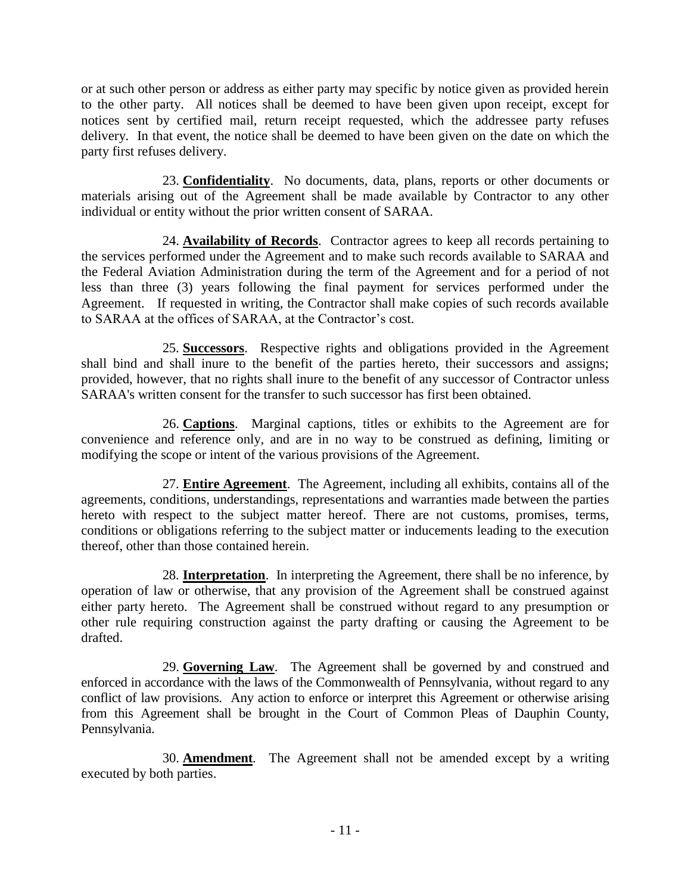or at such other person or address as either party may specific by notice given as provided herein to the other party. All notices shall be deemed to have been given upon receipt, except for notices sent by certified mail, return receipt requested, which the addressee party refuses delivery. In that event, the notice shall be deemed to have been given on the date on which the party first refuses delivery.

23. **Confidentiality**. No documents, data, plans, reports or other documents or materials arising out of the Agreement shall be made available by Contractor to any other individual or entity without the prior written consent of SARAA.

24. **Availability of Records**. Contractor agrees to keep all records pertaining to the services performed under the Agreement and to make such records available to SARAA and the Federal Aviation Administration during the term of the Agreement and for a period of not less than three (3) years following the final payment for services performed under the Agreement. If requested in writing, the Contractor shall make copies of such records available to SARAA at the offices of SARAA, at the Contractor's cost.

25. **Successors**. Respective rights and obligations provided in the Agreement shall bind and shall inure to the benefit of the parties hereto, their successors and assigns; provided, however, that no rights shall inure to the benefit of any successor of Contractor unless SARAA's written consent for the transfer to such successor has first been obtained.

26. **Captions**. Marginal captions, titles or exhibits to the Agreement are for convenience and reference only, and are in no way to be construed as defining, limiting or modifying the scope or intent of the various provisions of the Agreement.

27. **Entire Agreement**. The Agreement, including all exhibits, contains all of the agreements, conditions, understandings, representations and warranties made between the parties hereto with respect to the subject matter hereof. There are not customs, promises, terms, conditions or obligations referring to the subject matter or inducements leading to the execution thereof, other than those contained herein.

28. **Interpretation**. In interpreting the Agreement, there shall be no inference, by operation of law or otherwise, that any provision of the Agreement shall be construed against either party hereto. The Agreement shall be construed without regard to any presumption or other rule requiring construction against the party drafting or causing the Agreement to be drafted.

29. **Governing Law**. The Agreement shall be governed by and construed and enforced in accordance with the laws of the Commonwealth of Pennsylvania, without regard to any conflict of law provisions. Any action to enforce or interpret this Agreement or otherwise arising from this Agreement shall be brought in the Court of Common Pleas of Dauphin County, Pennsylvania.

30. **Amendment**. The Agreement shall not be amended except by a writing executed by both parties.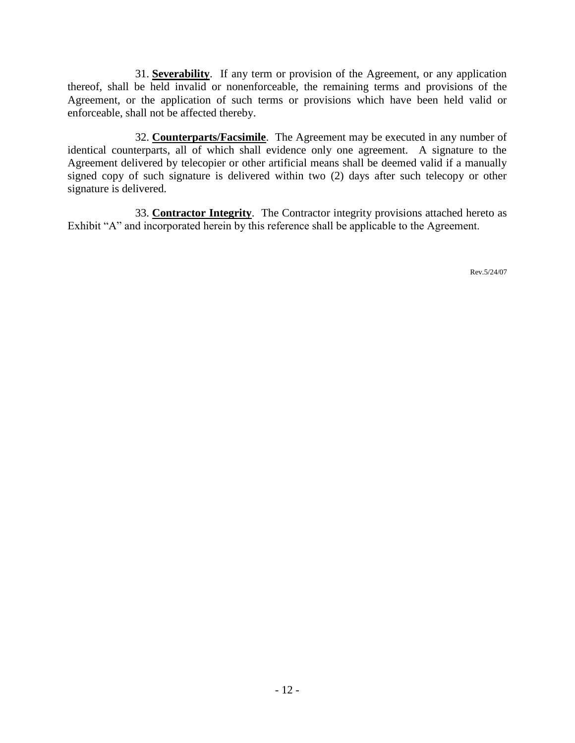31. **Severability**. If any term or provision of the Agreement, or any application thereof, shall be held invalid or nonenforceable, the remaining terms and provisions of the Agreement, or the application of such terms or provisions which have been held valid or enforceable, shall not be affected thereby.

32. **Counterparts/Facsimile**. The Agreement may be executed in any number of identical counterparts, all of which shall evidence only one agreement. A signature to the Agreement delivered by telecopier or other artificial means shall be deemed valid if a manually signed copy of such signature is delivered within two (2) days after such telecopy or other signature is delivered.

33. **Contractor Integrity**. The Contractor integrity provisions attached hereto as Exhibit "A" and incorporated herein by this reference shall be applicable to the Agreement.

Rev.5/24/07